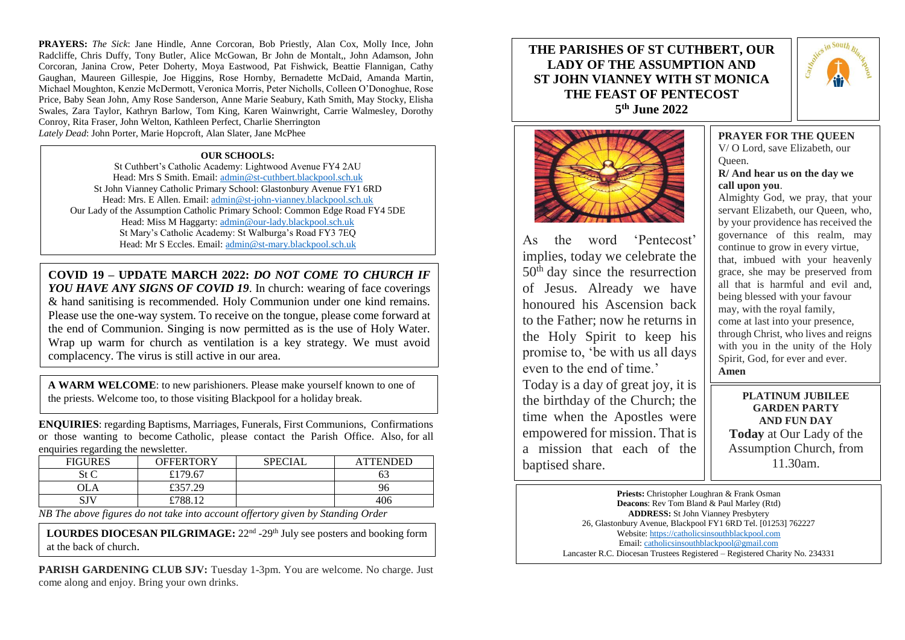**PRAYERS:** *The Sick*: Jane Hindle, Anne Corcoran, Bob Priestly, Alan Cox, Molly Ince, John Radcliffe, Chris Duffy, Tony Butler, Alice McGowan, Br John de Montalt,, John Adamson, John Corcoran, Janina Crow, Peter Doherty, Moya Eastwood, Pat Fishwick, Beattie Flannigan, Cathy Gaughan, Maureen Gillespie, Joe Higgins, Rose Hornby, Bernadette McDaid, Amanda Martin, Michael Moughton, Kenzie McDermott, Veronica Morris, Peter Nicholls, Colleen O'Donoghue, Rose Price, Baby Sean John, Amy Rose Sanderson, Anne Marie Seabury, Kath Smith, May Stocky, Elisha Swales, Zara Taylor, Kathryn Barlow, Tom King, Karen Wainwright, Carrie Walmesley, Dorothy Conroy, Rita Fraser, John Welton, Kathleen Perfect, Charlie Sherrington
*Lately Dead*: John Porter, Marie Hopcroft, Alan Slater, Jane McPhee

**OUR SCHOOLS:**

St Cuthbert's Catholic Academy: Lightwood Avenue FY4 2AU
Head: Mrs S Smith. Email: admin@st-cuthbert.blackpool.sch.uk
St John Vianney Catholic Primary School: Glastonbury Avenue FY1 6RD
Head: Mrs. E Allen. Email: admin@st-john-vianney.blackpool.sch.uk
Our Lady of the Assumption Catholic Primary School: Common Edge Road FY4 5DE
Head: Miss M Haggarty: admin@our-lady.blackpool.sch.uk
St Mary's Catholic Academy: St Walburga's Road FY3 7EQ
Head: Mr S Eccles. Email: admin@st-mary.blackpool.sch.uk

**COVID 19 – UPDATE MARCH 2022:** ***DO NOT COME TO CHURCH IF YOU HAVE ANY SIGNS OF COVID 19***. In church: wearing of face coverings & hand sanitising is recommended. Holy Communion under one kind remains. Please use the one-way system. To receive on the tongue, please come forward at the end of Communion. Singing is now permitted as is the use of Holy Water. Wrap up warm for church as ventilation is a key strategy. We must avoid complacency. The virus is still active in our area.

**A WARM WELCOME**: to new parishioners. Please make yourself known to one of the priests. Welcome too, to those visiting Blackpool for a holiday break.

**ENQUIRIES**: regarding Baptisms, Marriages, Funerals, First Communions, Confirmations or those wanting to become Catholic, please contact the Parish Office. Also, for all enquiries regarding the newsletter.

| FIGURES | OFFERTORY | SPECIAL | ATTENDED |
|---|---|---|---|
| St C | £179.67 | | 63 |
| OLA | £357.29 | | 96 |
| SJV | £788.12 | | 406 |

*NB The above figures do not take into account offertory given by Standing Order*

**LOURDES DIOCESAN PILGRIMAGE:** 22nd -29th July see posters and booking form at the back of church.

**PARISH GARDENING CLUB SJV:** Tuesday 1-3pm. You are welcome. No charge. Just come along and enjoy. Bring your own drinks.

# THE PARISHES OF ST CUTHBERT, OUR LADY OF THE ASSUMPTION AND ST JOHN VIANNEY WITH ST MONICA
## THE FEAST OF PENTECOST
## 5th June 2022

As the word 'Pentecost' implies, today we celebrate the 50th day since the resurrection of Jesus. Already we have honoured his Ascension back to the Father; now he returns in the Holy Spirit to keep his promise to, 'be with us all days even to the end of time.'

Today is a day of great joy, it is the birthday of the Church; the time when the Apostles were empowered for mission. That is a mission that each of the baptised share.

**PRAYER FOR THE QUEEN**

V/ O Lord, save Elizabeth, our Queen.

**R/ And hear us on the day we call upon you**.

Almighty God, we pray, that your servant Elizabeth, our Queen, who, by your providence has received the governance of this realm, may continue to grow in every virtue, that, imbued with your heavenly grace, she may be preserved from all that is harmful and evil and, being blessed with your favour may, with the royal family, come at last into your presence, through Christ, who lives and reigns with you in the unity of the Holy Spirit, God, for ever and ever.
**Amen**

**PLATINUM JUBILEE GARDEN PARTY AND FUN DAY**
**Today** at Our Lady of the Assumption Church, from 11.30am.

**Priests:** Christopher Loughran & Frank Osman
**Deacons**: Rev Tom Bland & Paul Marley (Rtd)
**ADDRESS:** St John Vianney Presbytery
26, Glastonbury Avenue, Blackpool FY1 6RD Tel. [01253] 762227
Website: https://catholicsinsouthblackpool.com
Email: catholicsinsouthblackpool@gmail.com
Lancaster R.C. Diocesan Trustees Registered – Registered Charity No. 234331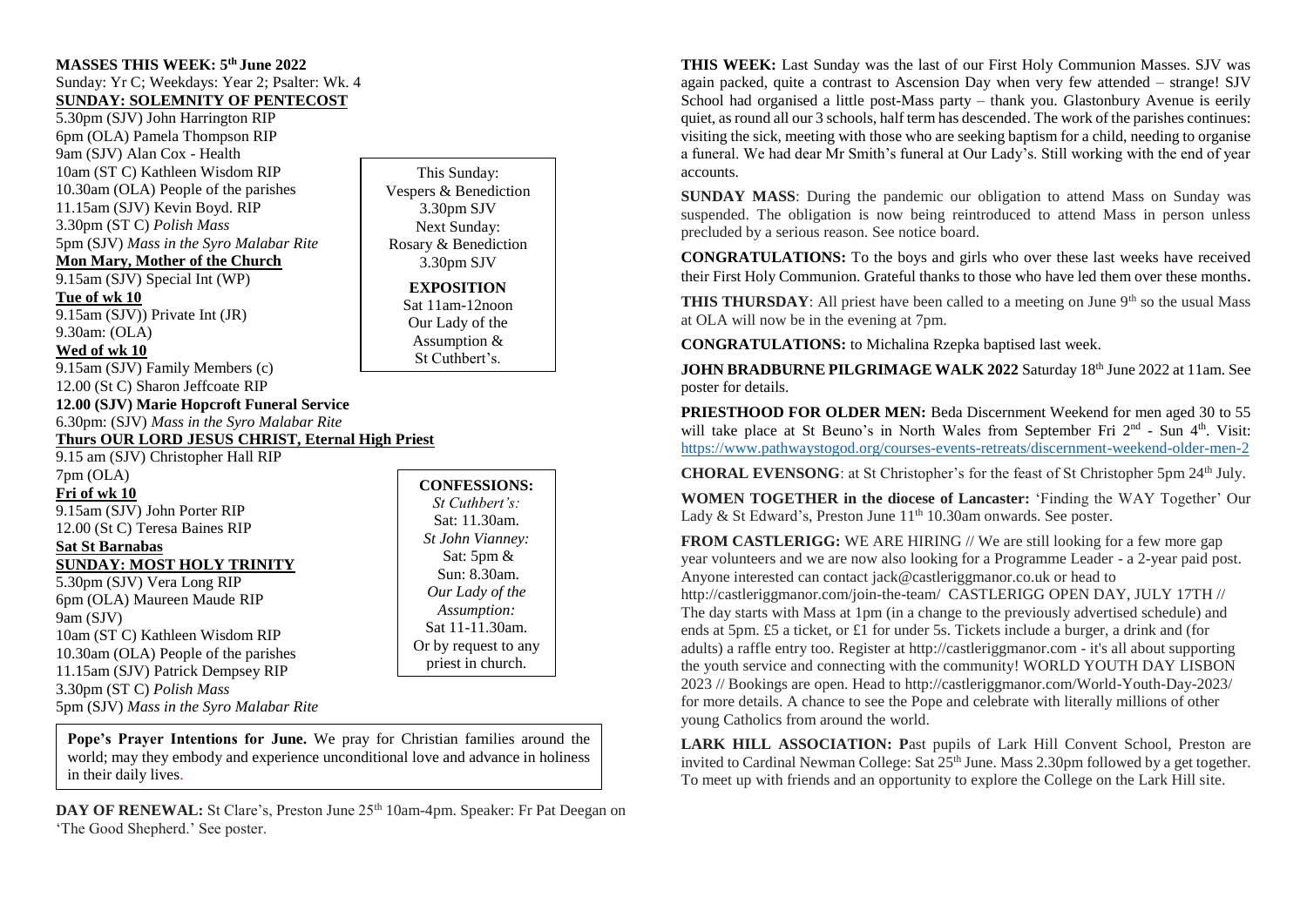**MASSES THIS WEEK: 5th June 2022**
Sunday: Yr C; Weekdays: Year 2; Psalter: Wk. 4

**SUNDAY: SOLEMNITY OF PENTECOST**
5.30pm (SJV) John Harrington RIP
6pm (OLA) Pamela Thompson RIP
9am (SJV) Alan Cox - Health
10am (ST C) Kathleen Wisdom RIP
10.30am (OLA) People of the parishes
11.15am (SJV) Kevin Boyd. RIP
3.30pm (ST C) *Polish Mass*
5pm (SJV) *Mass in the Syro Malabar Rite*

**Mon Mary, Mother of the Church**
9.15am (SJV) Special Int (WP)

**Tue of wk 10**
9.15am (SJV)) Private Int (JR)
9.30am: (OLA)

**Wed of wk 10**
9.15am (SJV) Family Members (c)
12.00 (St C) Sharon Jeffcoate RIP
**12.00 (SJV) Marie Hopcroft Funeral Service**
6.30pm: (SJV) *Mass in the Syro Malabar Rite*

**Thurs OUR LORD JESUS CHRIST, Eternal High Priest**
9.15 am (SJV) Christopher Hall RIP
7pm (OLA)

**Fri of wk 10**
9.15am (SJV) John Porter RIP
12.00 (St C) Teresa Baines RIP

**Sat St Barnabas**

**SUNDAY: MOST HOLY TRINITY**
5.30pm (SJV) Vera Long RIP
6pm (OLA) Maureen Maude RIP
9am (SJV)
10am (ST C) Kathleen Wisdom RIP
10.30am (OLA) People of the parishes
11.15am (SJV) Patrick Dempsey RIP
3.30pm (ST C) *Polish Mass*
5pm (SJV) *Mass in the Syro Malabar Rite*

This Sunday:
Vespers & Benediction
3.30pm SJV
Next Sunday:
Rosary & Benediction
3.30pm SJV

**EXPOSITION**
Sat 11am-12noon
Our Lady of the Assumption &
St Cuthbert's.

**CONFESSIONS:**
*St Cuthbert's:*
Sat: 11.30am.
*St John Vianney:*
Sat: 5pm &
Sun: 8.30am.
*Our Lady of the Assumption:*
Sat 11-11.30am.
Or by request to any priest in church.

**Pope's Prayer Intentions for June.** We pray for Christian families around the world; may they embody and experience unconditional love and advance in holiness in their daily lives.

**DAY OF RENEWAL:** St Clare's, Preston June 25th 10am-4pm. Speaker: Fr Pat Deegan on 'The Good Shepherd.' See poster.

**THIS WEEK:** Last Sunday was the last of our First Holy Communion Masses. SJV was again packed, quite a contrast to Ascension Day when very few attended – strange! SJV School had organised a little post-Mass party – thank you. Glastonbury Avenue is eerily quiet, as round all our 3 schools, half term has descended. The work of the parishes continues: visiting the sick, meeting with those who are seeking baptism for a child, needing to organise a funeral. We had dear Mr Smith's funeral at Our Lady's. Still working with the end of year accounts.

**SUNDAY MASS**: During the pandemic our obligation to attend Mass on Sunday was suspended. The obligation is now being reintroduced to attend Mass in person unless precluded by a serious reason. See notice board.

**CONGRATULATIONS:** To the boys and girls who over these last weeks have received their First Holy Communion. Grateful thanks to those who have led them over these months.

**THIS THURSDAY**: All priest have been called to a meeting on June 9th so the usual Mass at OLA will now be in the evening at 7pm.

**CONGRATULATIONS:** to Michalina Rzepka baptised last week.

**JOHN BRADBURNE PILGRIMAGE WALK 2022** Saturday 18th June 2022 at 11am. See poster for details.

**PRIESTHOOD FOR OLDER MEN:** Beda Discernment Weekend for men aged 30 to 55 will take place at St Beuno's in North Wales from September Fri 2nd - Sun 4th. Visit: https://www.pathwaystogod.org/courses-events-retreats/discernment-weekend-older-men-2

**CHORAL EVENSONG**: at St Christopher's for the feast of St Christopher 5pm 24th July.

**WOMEN TOGETHER in the diocese of Lancaster:** 'Finding the WAY Together' Our Lady & St Edward's, Preston June 11th 10.30am onwards. See poster.

**FROM CASTLERIGG:** WE ARE HIRING // We are still looking for a few more gap year volunteers and we are now also looking for a Programme Leader - a 2-year paid post. Anyone interested can contact jack@castleriggmanor.co.uk or head to http://castleriggmanor.com/join-the-team/ CASTLERIGG OPEN DAY, JULY 17TH // The day starts with Mass at 1pm (in a change to the previously advertised schedule) and ends at 5pm. £5 a ticket, or £1 for under 5s. Tickets include a burger, a drink and (for adults) a raffle entry too. Register at http://castleriggmanor.com - it's all about supporting the youth service and connecting with the community! WORLD YOUTH DAY LISBON 2023 // Bookings are open. Head to http://castleriggmanor.com/World-Youth-Day-2023/ for more details. A chance to see the Pope and celebrate with literally millions of other young Catholics from around the world.

**LARK HILL ASSOCIATION: P**ast pupils of Lark Hill Convent School, Preston are invited to Cardinal Newman College: Sat 25th June. Mass 2.30pm followed by a get together. To meet up with friends and an opportunity to explore the College on the Lark Hill site.